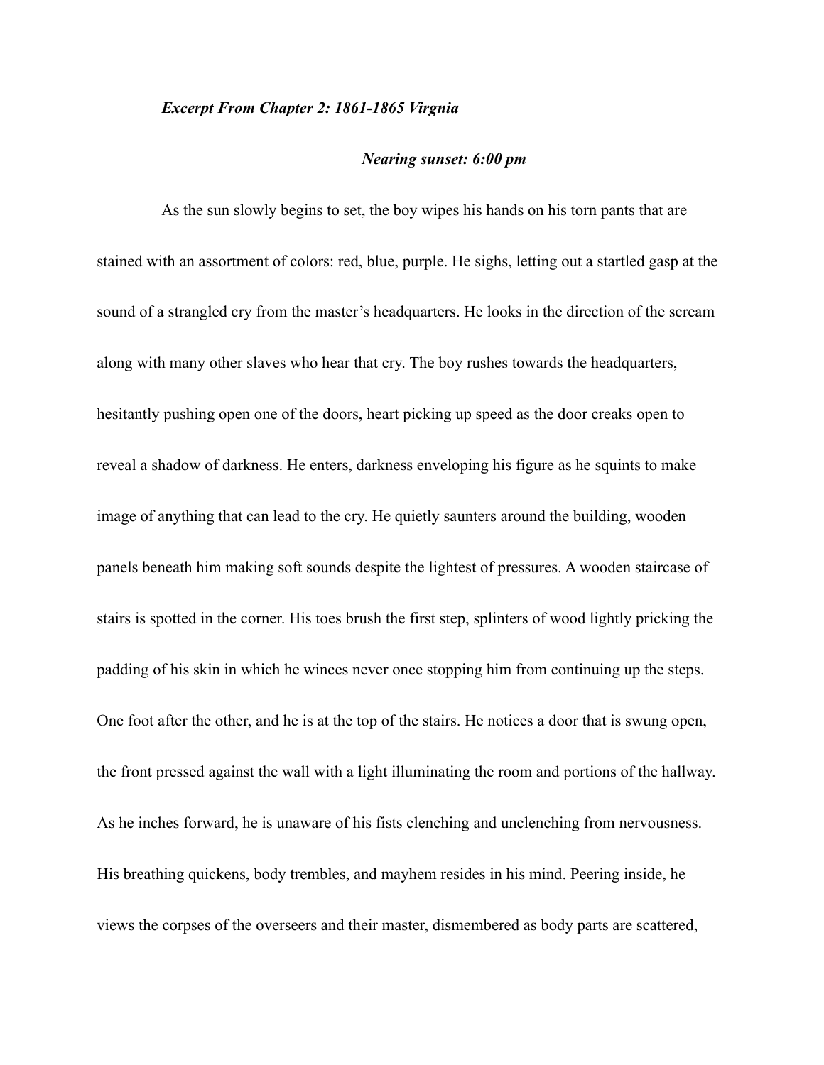***Excerpt From Chapter 2: 1861-1865 Virgnia***

***Nearing sunset: 6:00 pm***

As the sun slowly begins to set, the boy wipes his hands on his torn pants that are stained with an assortment of colors: red, blue, purple. He sighs, letting out a startled gasp at the sound of a strangled cry from the master's headquarters. He looks in the direction of the scream along with many other slaves who hear that cry. The boy rushes towards the headquarters, hesitantly pushing open one of the doors, heart picking up speed as the door creaks open to reveal a shadow of darkness. He enters, darkness enveloping his figure as he squints to make image of anything that can lead to the cry. He quietly saunters around the building, wooden panels beneath him making soft sounds despite the lightest of pressures. A wooden staircase of stairs is spotted in the corner. His toes brush the first step, splinters of wood lightly pricking the padding of his skin in which he winces never once stopping him from continuing up the steps. One foot after the other, and he is at the top of the stairs. He notices a door that is swung open, the front pressed against the wall with a light illuminating the room and portions of the hallway. As he inches forward, he is unaware of his fists clenching and unclenching from nervousness. His breathing quickens, body trembles, and mayhem resides in his mind. Peering inside, he views the corpses of the overseers and their master, dismembered as body parts are scattered,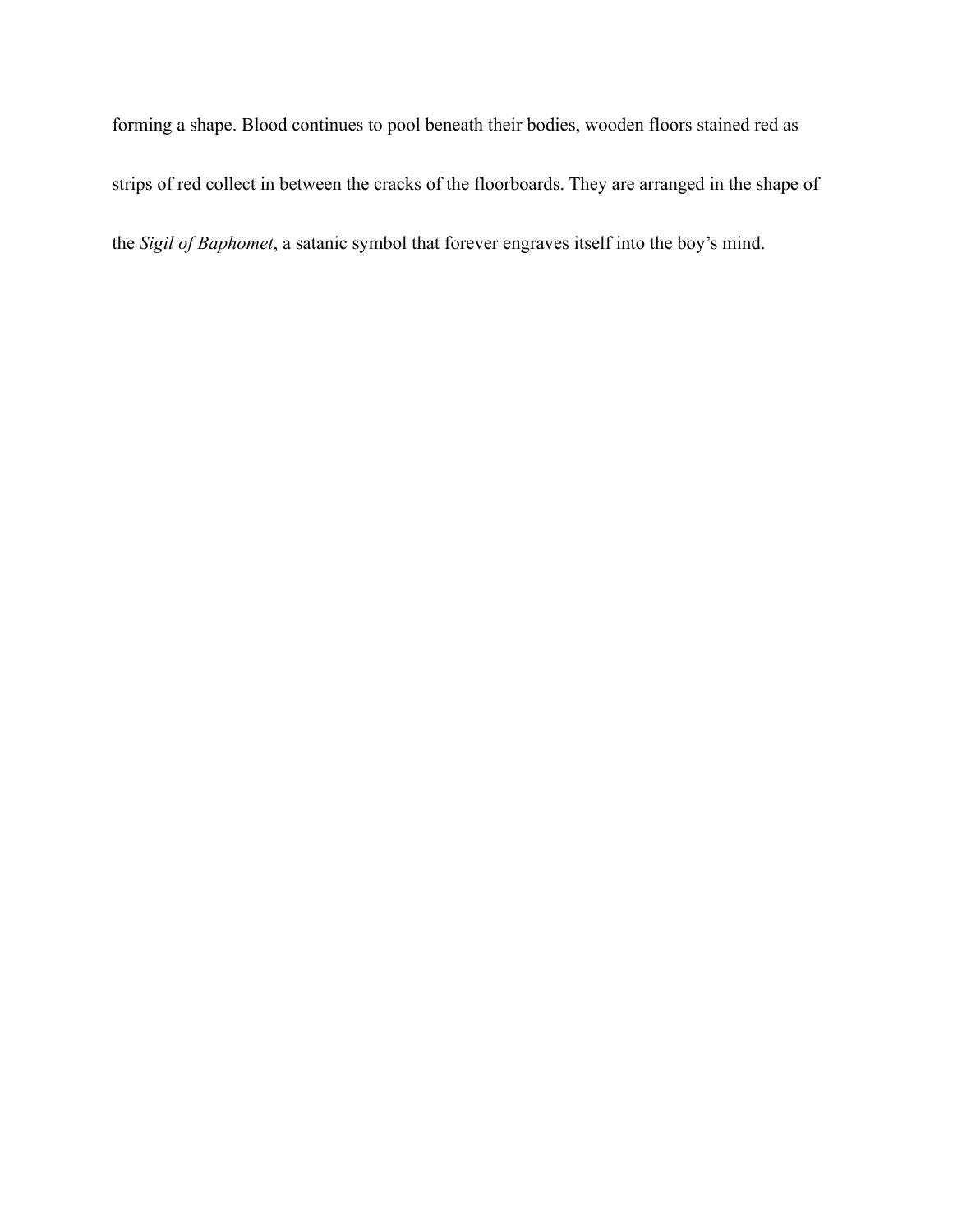forming a shape. Blood continues to pool beneath their bodies, wooden floors stained red as strips of red collect in between the cracks of the floorboards. They are arranged in the shape of the *Sigil of Baphomet*, a satanic symbol that forever engraves itself into the boy's mind.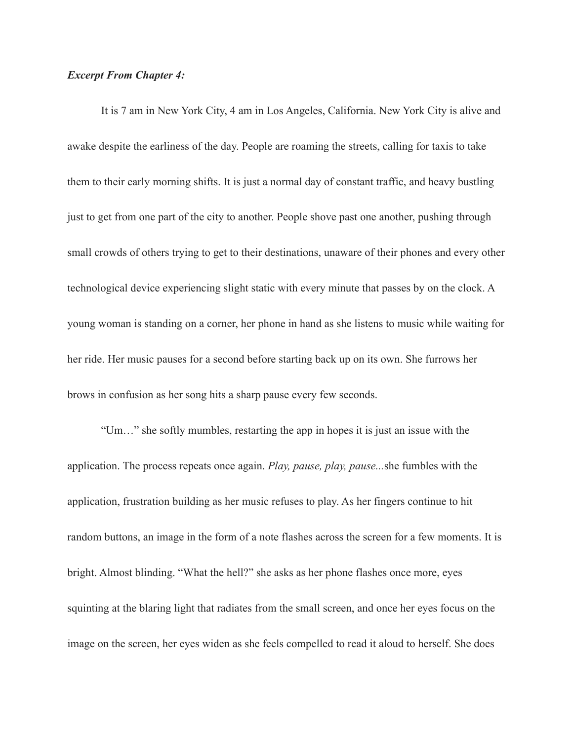***Excerpt From Chapter 4:***

It is 7 am in New York City, 4 am in Los Angeles, California. New York City is alive and awake despite the earliness of the day. People are roaming the streets, calling for taxis to take them to their early morning shifts. It is just a normal day of constant traffic, and heavy bustling just to get from one part of the city to another. People shove past one another, pushing through small crowds of others trying to get to their destinations, unaware of their phones and every other technological device experiencing slight static with every minute that passes by on the clock. A young woman is standing on a corner, her phone in hand as she listens to music while waiting for her ride. Her music pauses for a second before starting back up on its own. She furrows her brows in confusion as her song hits a sharp pause every few seconds.

"Um…" she softly mumbles, restarting the app in hopes it is just an issue with the application. The process repeats once again. *Play, pause, play, pause...*she fumbles with the application, frustration building as her music refuses to play. As her fingers continue to hit random buttons, an image in the form of a note flashes across the screen for a few moments. It is bright. Almost blinding. "What the hell?" she asks as her phone flashes once more, eyes squinting at the blaring light that radiates from the small screen, and once her eyes focus on the image on the screen, her eyes widen as she feels compelled to read it aloud to herself. She does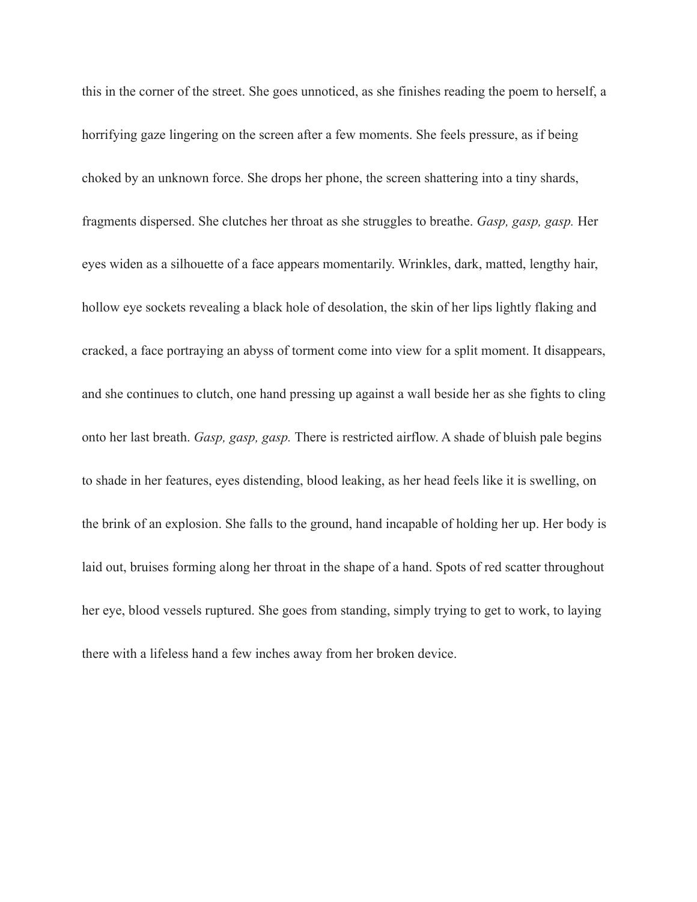this in the corner of the street. She goes unnoticed, as she finishes reading the poem to herself, a horrifying gaze lingering on the screen after a few moments. She feels pressure, as if being choked by an unknown force. She drops her phone, the screen shattering into a tiny shards, fragments dispersed. She clutches her throat as she struggles to breathe. *Gasp, gasp, gasp.* Her eyes widen as a silhouette of a face appears momentarily. Wrinkles, dark, matted, lengthy hair, hollow eye sockets revealing a black hole of desolation, the skin of her lips lightly flaking and cracked, a face portraying an abyss of torment come into view for a split moment. It disappears, and she continues to clutch, one hand pressing up against a wall beside her as she fights to cling onto her last breath. *Gasp, gasp, gasp.* There is restricted airflow. A shade of bluish pale begins to shade in her features, eyes distending, blood leaking, as her head feels like it is swelling, on the brink of an explosion. She falls to the ground, hand incapable of holding her up. Her body is laid out, bruises forming along her throat in the shape of a hand. Spots of red scatter throughout her eye, blood vessels ruptured. She goes from standing, simply trying to get to work, to laying there with a lifeless hand a few inches away from her broken device.